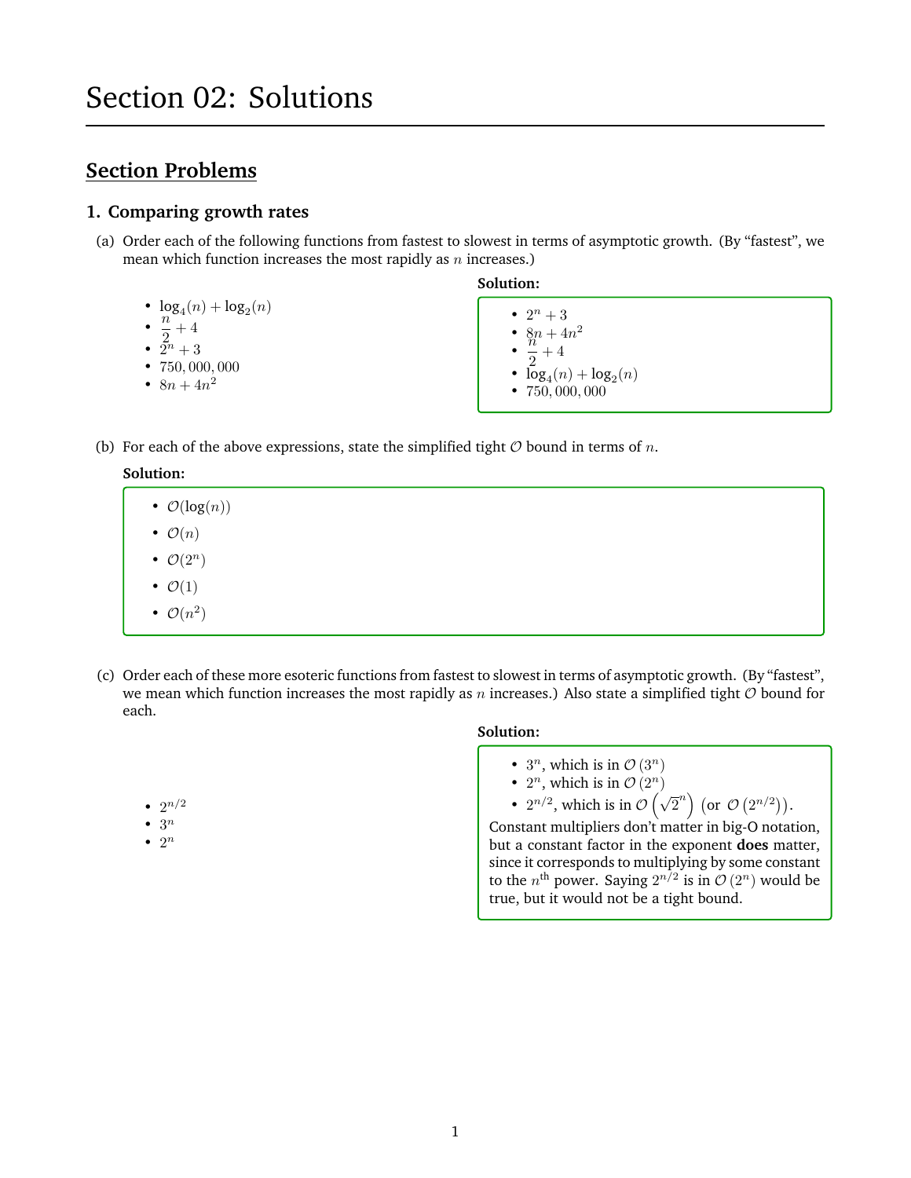# Section 02: Solutions

## Section Problems

### 1. Comparing growth rates

(a) Order each of the following functions from fastest to slowest in terms of asymptotic growth. (By "fastest", we mean which function increases the most rapidly as $n$ increases.)

- $\log_4(n) + \log_2(n)$
- $\frac{n}{2} + 4$
- $2^n + 3$
- $750,000,000$
- $8n + 4n^2$

**Solution:**

- $2^n + 3$
- $8n + 4n^2$
- $\frac{n}{2} + 4$
- $\log_4(n) + \log_2(n)$
- $750,000,000$

(b) For each of the above expressions, state the simplified tight $\mathcal{O}$ bound in terms of $n$.

**Solution:**

- $\mathcal{O}(\log(n))$
- $\mathcal{O}(n)$
- $\mathcal{O}(2^n)$
- $\mathcal{O}(1)$
- $\mathcal{O}(n^2)$

(c) Order each of these more esoteric functions from fastest to slowest in terms of asymptotic growth. (By "fastest", we mean which function increases the most rapidly as $n$ increases.) Also state a simplified tight $\mathcal{O}$ bound for each.

- $2^{n/2}$
- $3^n$
- $2^n$

**Solution:**

- $3^n$, which is in $\mathcal{O}(3^n)$
- $2^n$, which is in $\mathcal{O}(2^n)$
- $2^{n/2}$, which is in $\mathcal{O}\left(\sqrt{2}^n\right)$ (or $\mathcal{O}\left(2^{n/2}\right)$).

Constant multipliers don't matter in big-O notation, but a constant factor in the exponent **does** matter, since it corresponds to multiplying by some constant to the $n^{\text{th}}$ power. Saying $2^{n/2}$ is in $\mathcal{O}(2^n)$ would be true, but it would not be a tight bound.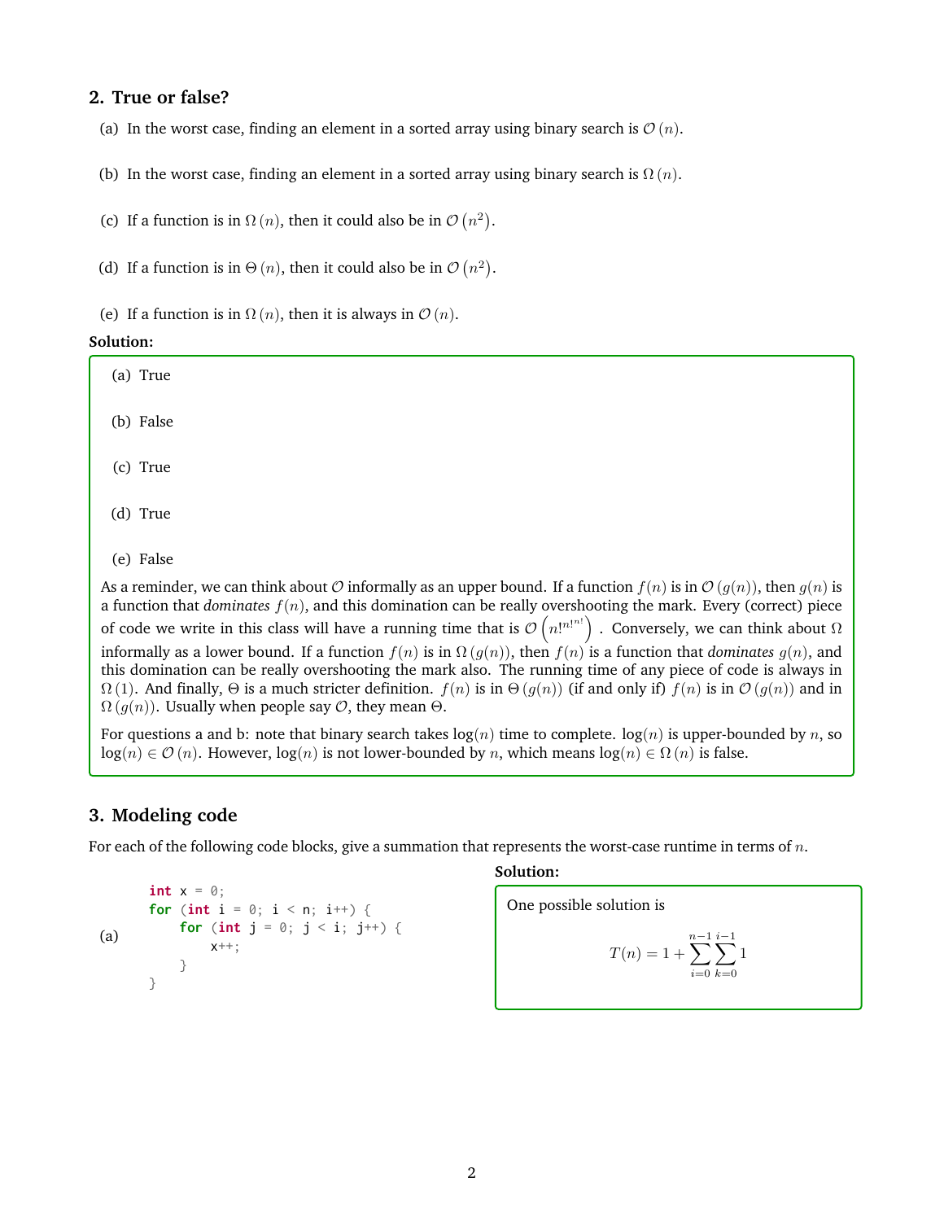## 2. True or false?

(a) In the worst case, finding an element in a sorted array using binary search is $\mathcal{O}(n)$.

(b) In the worst case, finding an element in a sorted array using binary search is $\Omega(n)$.

(c) If a function is in $\Omega(n)$, then it could also be in $\mathcal{O}(n^2)$.

(d) If a function is in $\Theta(n)$, then it could also be in $\mathcal{O}(n^2)$.

(e) If a function is in $\Omega(n)$, then it is always in $\mathcal{O}(n)$.

**Solution:**

(a) True

(b) False

(c) True

(d) True

(e) False

As a reminder, we can think about $\mathcal{O}$ informally as an upper bound. If a function $f(n)$ is in $\mathcal{O}(g(n))$, then $g(n)$ is a function that *dominates* $f(n)$, and this domination can be really overshooting the mark. Every (correct) piece of code we write in this class will have a running time that is $\mathcal{O}\left(n!^{n!^{n!}}\right)$. Conversely, we can think about $\Omega$ informally as a lower bound. If a function $f(n)$ is in $\Omega(g(n))$, then $f(n)$ is a function that *dominates* $g(n)$, and this domination can be really overshooting the mark also. The running time of any piece of code is always in $\Omega(1)$. And finally, $\Theta$ is a much stricter definition. $f(n)$ is in $\Theta(g(n))$ (if and only if) $f(n)$ is in $\mathcal{O}(g(n))$ and in $\Omega(g(n))$. Usually when people say $\mathcal{O}$, they mean $\Theta$.

For questions a and b: note that binary search takes $\log(n)$ time to complete. $\log(n)$ is upper-bounded by $n$, so $\log(n) \in \mathcal{O}(n)$. However, $\log(n)$ is not lower-bounded by $n$, which means $\log(n) \in \Omega(n)$ is false.

## 3. Modeling code

For each of the following code blocks, give a summation that represents the worst-case runtime in terms of $n$.

(a)

```
int x = 0;
for (int i = 0; i < n; i++) {
    for (int j = 0; j < i; j++) {
        x++;
    }
}
```

**Solution:**

One possible solution is

$$T(n) = 1 + \sum_{i=0}^{n-1} \sum_{k=0}^{i-1} 1$$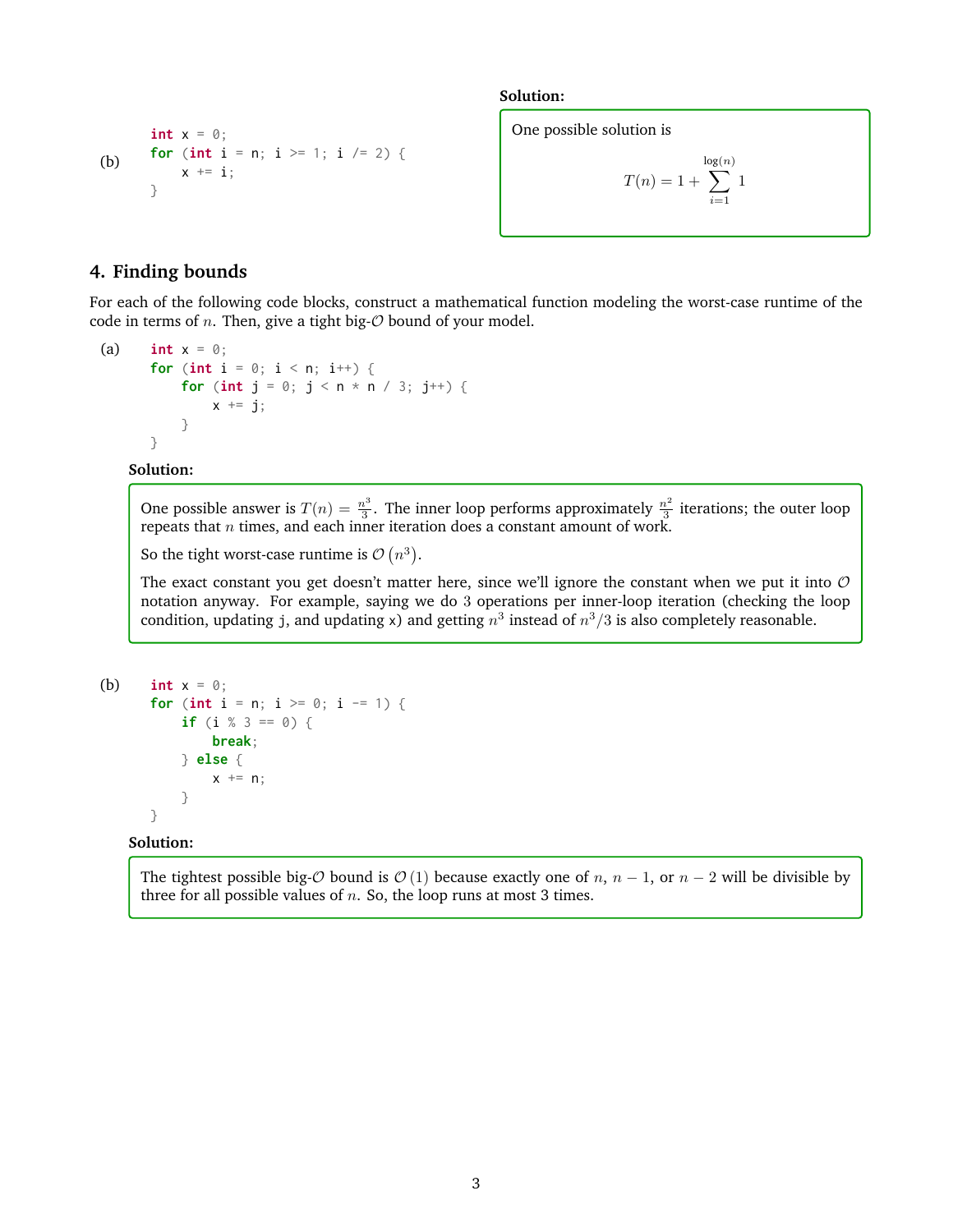(b)

```
int x = 0;
for (int i = n; i >= 1; i /= 2) {
    x += i;
}
```

**Solution:**

One possible solution is

$$T(n) = 1 + \sum_{i=1}^{\log(n)} 1$$

## 4. Finding bounds

For each of the following code blocks, construct a mathematical function modeling the worst-case runtime of the code in terms of $n$. Then, give a tight big-$\mathcal{O}$ bound of your model.

(a)

```
int x = 0;
for (int i = 0; i < n; i++) {
    for (int j = 0; j < n * n / 3; j++) {
        x += j;
    }
}
```

**Solution:**

One possible answer is $T(n) = \frac{n^3}{3}$. The inner loop performs approximately $\frac{n^2}{3}$ iterations; the outer loop repeats that $n$ times, and each inner iteration does a constant amount of work.

So the tight worst-case runtime is $\mathcal{O}\left(n^3\right)$.

The exact constant you get doesn't matter here, since we'll ignore the constant when we put it into $\mathcal{O}$ notation anyway. For example, saying we do 3 operations per inner-loop iteration (checking the loop condition, updating `j`, and updating `x`) and getting $n^3$ instead of $n^3/3$ is also completely reasonable.

(b)

```
int x = 0;
for (int i = n; i >= 0; i -= 1) {
    if (i % 3 == 0) {
        break;
    } else {
        x += n;
    }
}
```

**Solution:**

The tightest possible big-$\mathcal{O}$ bound is $\mathcal{O}(1)$ because exactly one of $n$, $n-1$, or $n-2$ will be divisible by three for all possible values of $n$. So, the loop runs at most 3 times.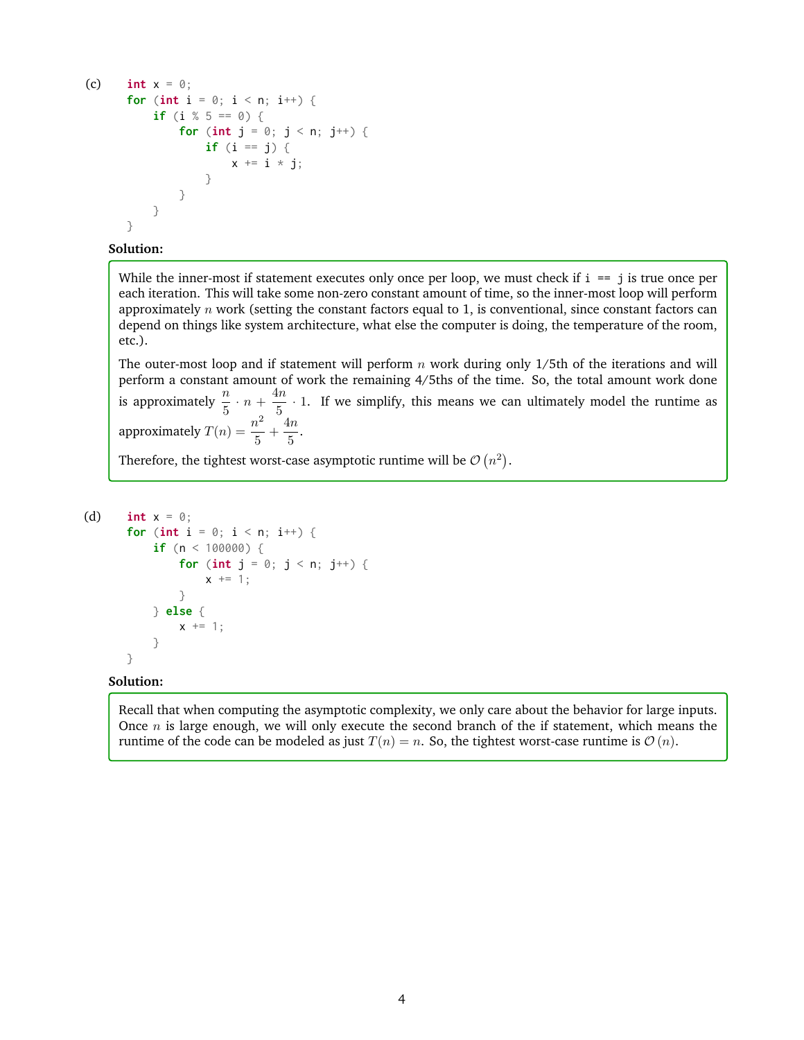(c)

```
int x = 0;
for (int i = 0; i < n; i++) {
    if (i % 5 == 0) {
        for (int j = 0; j < n; j++) {
            if (i == j) {
                x += i * j;
            }
        }
    }
}
```

**Solution:**

While the inner-most if statement executes only once per loop, we must check if `i == j` is true once per each iteration. This will take some non-zero constant amount of time, so the inner-most loop will perform approximately $n$ work (setting the constant factors equal to 1, is conventional, since constant factors can depend on things like system architecture, what else the computer is doing, the temperature of the room, etc.).

The outer-most loop and if statement will perform $n$ work during only 1/5th of the iterations and will perform a constant amount of work the remaining 4/5ths of the time. So, the total amount work done is approximately $\frac{n}{5} \cdot n + \frac{4n}{5} \cdot 1$. If we simplify, this means we can ultimately model the runtime as approximately $T(n) = \frac{n^2}{5} + \frac{4n}{5}$.

Therefore, the tightest worst-case asymptotic runtime will be $\mathcal{O}\left(n^2\right)$.

(d)

```
int x = 0;
for (int i = 0; i < n; i++) {
    if (n < 100000) {
        for (int j = 0; j < n; j++) {
            x += 1;
        }
    } else {
        x += 1;
    }
}
```

**Solution:**

Recall that when computing the asymptotic complexity, we only care about the behavior for large inputs. Once $n$ is large enough, we will only execute the second branch of the if statement, which means the runtime of the code can be modeled as just $T(n) = n$. So, the tightest worst-case runtime is $\mathcal{O}(n)$.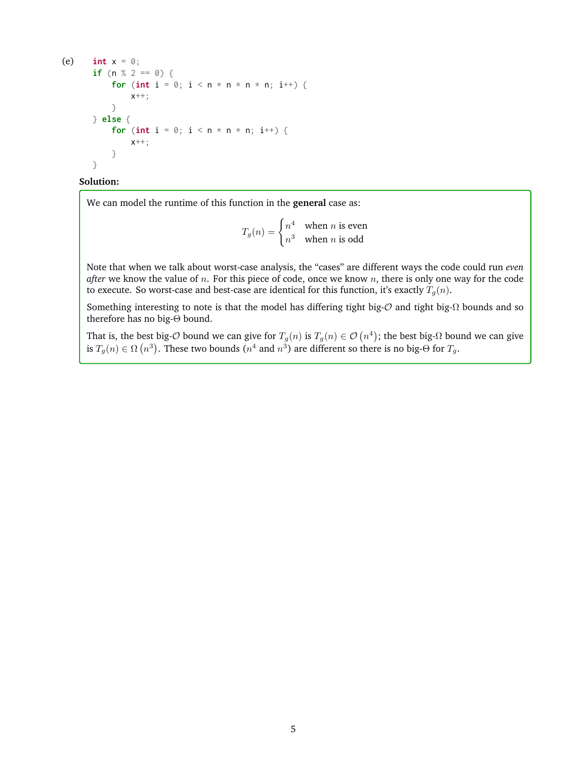(e)

```
int x = 0;
if (n % 2 == 0) {
    for (int i = 0; i < n * n * n * n; i++) {
        x++;
    }
} else {
    for (int i = 0; i < n * n * n; i++) {
        x++;
    }
}
```

**Solution:**

We can model the runtime of this function in the **general** case as:

$$T_g(n) = \begin{cases} n^4 & \text{when } n \text{ is even} \\ n^3 & \text{when } n \text{ is odd} \end{cases}$$

Note that when we talk about worst-case analysis, the "cases" are different ways the code could run *even after* we know the value of $n$. For this piece of code, once we know $n$, there is only one way for the code to execute. So worst-case and best-case are identical for this function, it's exactly $T_g(n)$.

Something interesting to note is that the model has differing tight big-$\mathcal{O}$ and tight big-$\Omega$ bounds and so therefore has no big-$\Theta$ bound.

That is, the best big-$\mathcal{O}$ bound we can give for $T_g(n)$ is $T_g(n) \in \mathcal{O}\left(n^4\right)$; the best big-$\Omega$ bound we can give is $T_g(n) \in \Omega\left(n^3\right)$. These two bounds ($n^4$ and $n^3$) are different so there is no big-$\Theta$ for $T_g$.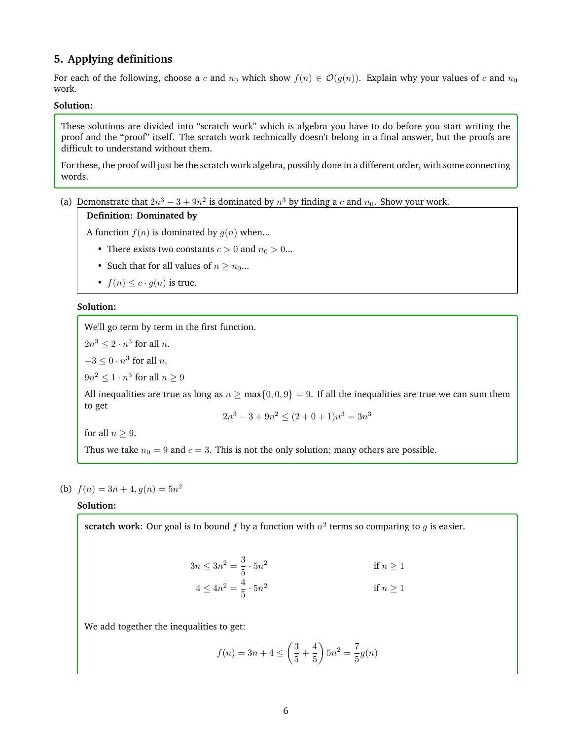## 5. Applying definitions

For each of the following, choose a $c$ and $n_0$ which show $f(n) \in \mathcal{O}(g(n))$. Explain why your values of $c$ and $n_0$ work.

**Solution:**

These solutions are divided into "scratch work" which is algebra you have to do before you start writing the proof and the "proof" itself. The scratch work technically doesn't belong in a final answer, but the proofs are difficult to understand without them.

For these, the proof will just be the scratch work algebra, possibly done in a different order, with some connecting words.

(a) Demonstrate that $2n^3 - 3 + 9n^2$ is dominated by $n^3$ by finding a $c$ and $n_0$. Show your work.

**Definition: Dominated by**

A function $f(n)$ is dominated by $g(n)$ when...

- There exists two constants $c > 0$ and $n_0 > 0$...
- Such that for all values of $n \geq n_0$...
- $f(n) \leq c \cdot g(n)$ is true.

**Solution:**

We'll go term by term in the first function.

$2n^3 \leq 2 \cdot n^3$ for all $n$.

$-3 \leq 0 \cdot n^3$ for all $n$.

$9n^2 \leq 1 \cdot n^3$ for all $n \geq 9$

All inequalities are true as long as $n \geq \max\{0, 0, 9\} = 9$. If all the inequalities are true we can sum them to get

$$2n^3 - 3 + 9n^2 \leq (2 + 0 + 1)n^3 = 3n^3$$

for all $n \geq 9$.

Thus we take $n_0 = 9$ and $c = 3$. This is not the only solution; many others are possible.

(b) $f(n) = 3n + 4, g(n) = 5n^2$

**Solution:**

**scratch work**: Our goal is to bound $f$ by a function with $n^2$ terms so comparing to $g$ is easier.

$$3n \leq 3n^2 = \frac{3}{5} \cdot 5n^2 \qquad \text{if } n \geq 1$$

$$4 \leq 4n^2 = \frac{4}{5} \cdot 5n^2 \qquad \text{if } n \geq 1$$

We add together the inequalities to get:

$$f(n) = 3n + 4 \leq \left(\frac{3}{5} + \frac{4}{5}\right) 5n^2 = \frac{7}{5} g(n)$$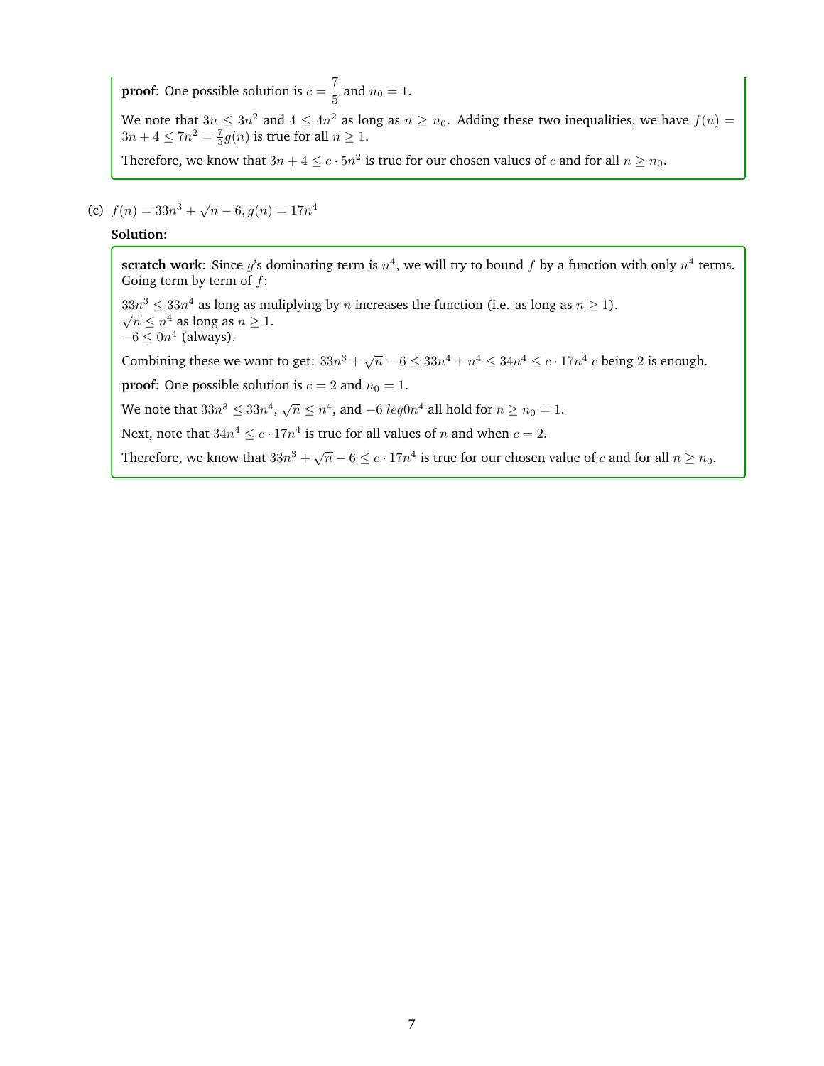**proof**: One possible solution is $c = \dfrac{7}{5}$ and $n_0 = 1$.

We note that $3n \le 3n^2$ and $4 \le 4n^2$ as long as $n \ge n_0$. Adding these two inequalities, we have $f(n) = 3n + 4 \le 7n^2 = \frac{7}{5}g(n)$ is true for all $n \ge 1$.

Therefore, we know that $3n + 4 \le c \cdot 5n^2$ is true for our chosen values of $c$ and for all $n \ge n_0$.

(c) $f(n) = 33n^3 + \sqrt{n} - 6, g(n) = 17n^4$

**Solution:**

**scratch work**: Since $g$'s dominating term is $n^4$, we will try to bound $f$ by a function with only $n^4$ terms. Going term by term of $f$:

$33n^3 \le 33n^4$ as long as muliplying by $n$ increases the function (i.e. as long as $n \ge 1$).
$\sqrt{n} \le n^4$ as long as $n \ge 1$.
$-6 \le 0n^4$ (always).

Combining these we want to get: $33n^3 + \sqrt{n} - 6 \le 33n^4 + n^4 \le 34n^4 \le c \cdot 17n^4$ $c$ being 2 is enough.

**proof**: One possible solution is $c = 2$ and $n_0 = 1$.

We note that $33n^3 \le 33n^4$, $\sqrt{n} \le n^4$, and $-6\ leq 0n^4$ all hold for $n \ge n_0 = 1$.

Next, note that $34n^4 \le c \cdot 17n^4$ is true for all values of $n$ and when $c = 2$.

Therefore, we know that $33n^3 + \sqrt{n} - 6 \le c \cdot 17n^4$ is true for our chosen value of $c$ and for all $n \ge n_0$.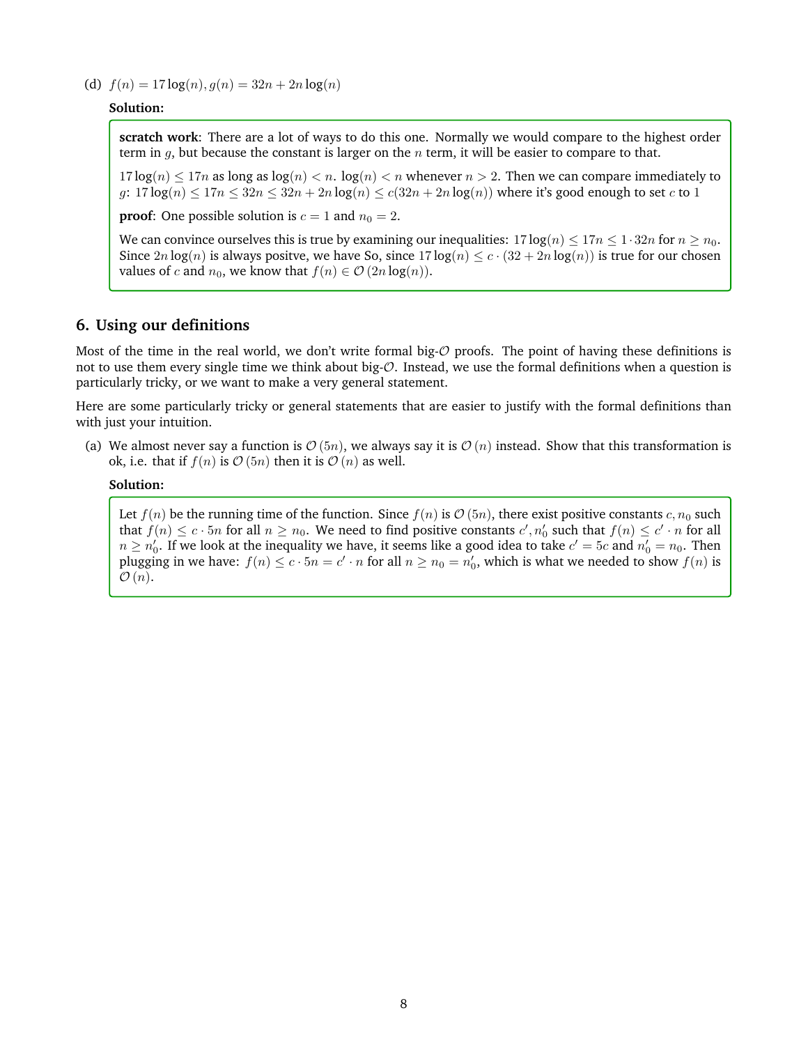(d) $f(n) = 17\log(n), g(n) = 32n + 2n\log(n)$

**Solution:**

**scratch work**: There are a lot of ways to do this one. Normally we would compare to the highest order term in $g$, but because the constant is larger on the $n$ term, it will be easier to compare to that.

$17\log(n) \leq 17n$ as long as $\log(n) < n$. $\log(n) < n$ whenever $n > 2$. Then we can compare immediately to $g$: $17\log(n) \leq 17n \leq 32n \leq 32n + 2n\log(n) \leq c(32n + 2n\log(n))$ where it's good enough to set $c$ to 1

**proof**: One possible solution is $c = 1$ and $n_0 = 2$.

We can convince ourselves this is true by examining our inequalities: $17\log(n) \leq 17n \leq 1 \cdot 32n$ for $n \geq n_0$. Since $2n\log(n)$ is always positve, we have So, since $17\log(n) \leq c \cdot (32 + 2n\log(n))$ is true for our chosen values of $c$ and $n_0$, we know that $f(n) \in \mathcal{O}(2n\log(n))$.

## 6. Using our definitions

Most of the time in the real world, we don't write formal big-$\mathcal{O}$ proofs. The point of having these definitions is not to use them every single time we think about big-$\mathcal{O}$. Instead, we use the formal definitions when a question is particularly tricky, or we want to make a very general statement.

Here are some particularly tricky or general statements that are easier to justify with the formal definitions than with just your intuition.

(a) We almost never say a function is $\mathcal{O}(5n)$, we always say it is $\mathcal{O}(n)$ instead. Show that this transformation is ok, i.e. that if $f(n)$ is $\mathcal{O}(5n)$ then it is $\mathcal{O}(n)$ as well.

**Solution:**

Let $f(n)$ be the running time of the function. Since $f(n)$ is $\mathcal{O}(5n)$, there exist positive constants $c, n_0$ such that $f(n) \leq c \cdot 5n$ for all $n \geq n_0$. We need to find positive constants $c', n_0'$ such that $f(n) \leq c' \cdot n$ for all $n \geq n_0'$. If we look at the inequality we have, it seems like a good idea to take $c' = 5c$ and $n_0' = n_0$. Then plugging in we have: $f(n) \leq c \cdot 5n = c' \cdot n$ for all $n \geq n_0 = n_0'$, which is what we needed to show $f(n)$ is $\mathcal{O}(n)$.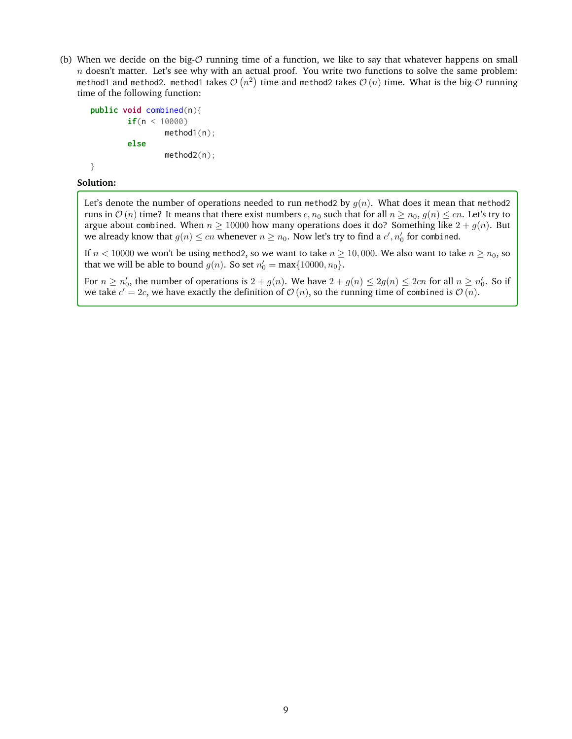(b) When we decide on the big-$\mathcal{O}$ running time of a function, we like to say that whatever happens on small $n$ doesn't matter. Let's see why with an actual proof. You write two functions to solve the same problem: `method1` and `method2`. `method1` takes $\mathcal{O}(n^2)$ time and `method2` takes $\mathcal{O}(n)$ time. What is the big-$\mathcal{O}$ running time of the following function:

```java
public void combined(n){
        if(n < 10000)
                method1(n);
        else
                method2(n);
}
```

**Solution:**

Let's denote the number of operations needed to run `method2` by $g(n)$. What does it mean that `method2` runs in $\mathcal{O}(n)$ time? It means that there exist numbers $c, n_0$ such that for all $n \geq n_0$, $g(n) \leq cn$. Let's try to argue about `combined`. When $n \geq 10000$ how many operations does it do? Something like $2 + g(n)$. But we already know that $g(n) \leq cn$ whenever $n \geq n_0$. Now let's try to find a $c', n_0'$ for `combined`.

If $n < 10000$ we won't be using `method2`, so we want to take $n \geq 10,000$. We also want to take $n \geq n_0$, so that we will be able to bound $g(n)$. So set $n_0' = \max\{10000, n_0\}$.

For $n \geq n_0'$, the number of operations is $2 + g(n)$. We have $2 + g(n) \leq 2g(n) \leq 2cn$ for all $n \geq n_0'$. So if we take $c' = 2c$, we have exactly the definition of $\mathcal{O}(n)$, so the running time of `combined` is $\mathcal{O}(n)$.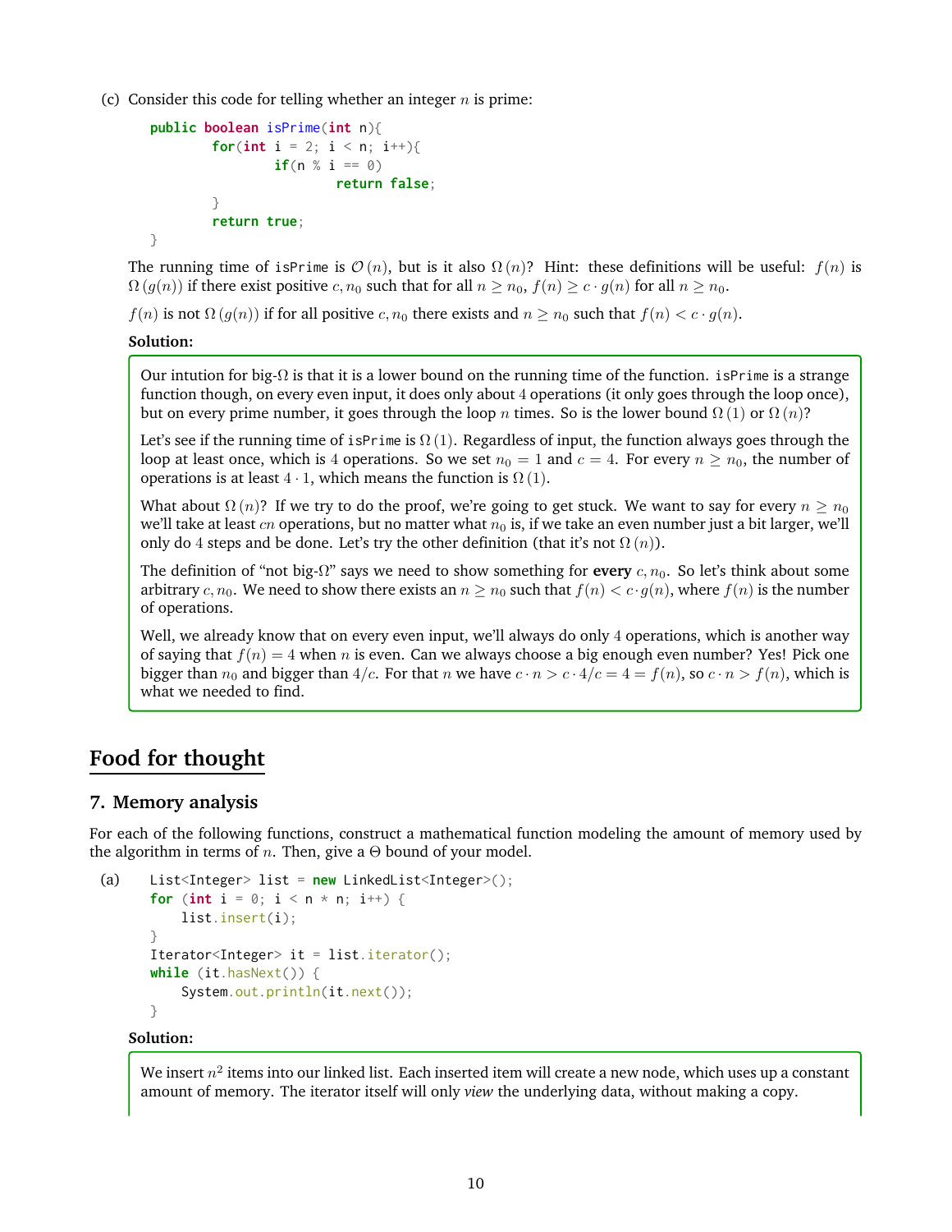(c) Consider this code for telling whether an integer $n$ is prime:

```
public boolean isPrime(int n){
        for(int i = 2; i < n; i++){
                if(n % i == 0)
                        return false;
        }
        return true;
}
```

The running time of `isPrime` is $\mathcal{O}(n)$, but is it also $\Omega(n)$? Hint: these definitions will be useful: $f(n)$ is $\Omega(g(n))$ if there exist positive $c, n_0$ such that for all $n \geq n_0$, $f(n) \geq c \cdot g(n)$ for all $n \geq n_0$.

$f(n)$ is not $\Omega(g(n))$ if for all positive $c, n_0$ there exists and $n \geq n_0$ such that $f(n) < c \cdot g(n)$.

**Solution:**

Our intution for big-$\Omega$ is that it is a lower bound on the running time of the function. `isPrime` is a strange function though, on every even input, it does only about 4 operations (it only goes through the loop once), but on every prime number, it goes through the loop $n$ times. So is the lower bound $\Omega(1)$ or $\Omega(n)$?

Let's see if the running time of `isPrime` is $\Omega(1)$. Regardless of input, the function always goes through the loop at least once, which is 4 operations. So we set $n_0 = 1$ and $c = 4$. For every $n \geq n_0$, the number of operations is at least $4 \cdot 1$, which means the function is $\Omega(1)$.

What about $\Omega(n)$? If we try to do the proof, we're going to get stuck. We want to say for every $n \geq n_0$ we'll take at least $cn$ operations, but no matter what $n_0$ is, if we take an even number just a bit larger, we'll only do 4 steps and be done. Let's try the other definition (that it's not $\Omega(n)$).

The definition of "not big-$\Omega$" says we need to show something for **every** $c, n_0$. So let's think about some arbitrary $c, n_0$. We need to show there exists an $n \geq n_0$ such that $f(n) < c \cdot g(n)$, where $f(n)$ is the number of operations.

Well, we already know that on every even input, we'll always do only 4 operations, which is another way of saying that $f(n) = 4$ when $n$ is even. Can we always choose a big enough even number? Yes! Pick one bigger than $n_0$ and bigger than $4/c$. For that $n$ we have $c \cdot n > c \cdot 4/c = 4 = f(n)$, so $c \cdot n > f(n)$, which is what we needed to find.

## Food for thought

### 7. Memory analysis

For each of the following functions, construct a mathematical function modeling the amount of memory used by the algorithm in terms of $n$. Then, give a $\Theta$ bound of your model.

(a)

```
List<Integer> list = new LinkedList<Integer>();
for (int i = 0; i < n * n; i++) {
    list.insert(i);
}
Iterator<Integer> it = list.iterator();
while (it.hasNext()) {
    System.out.println(it.next());
}
```

**Solution:**

We insert $n^2$ items into our linked list. Each inserted item will create a new node, which uses up a constant amount of memory. The iterator itself will only *view* the underlying data, without making a copy.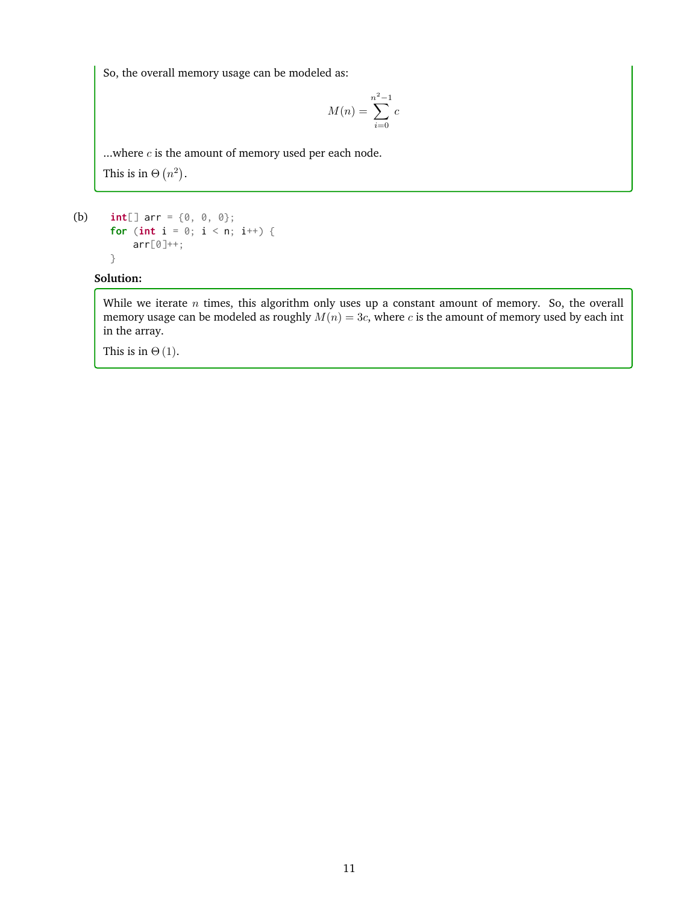So, the overall memory usage can be modeled as:

$$M(n) = \sum_{i=0}^{n^2-1} c$$

...where $c$ is the amount of memory used per each node.

This is in $\Theta\left(n^2\right)$.

(b)

```java
int[] arr = {0, 0, 0};
for (int i = 0; i < n; i++) {
    arr[0]++;
}
```

**Solution:**

While we iterate $n$ times, this algorithm only uses up a constant amount of memory. So, the overall memory usage can be modeled as roughly $M(n) = 3c$, where $c$ is the amount of memory used by each int in the array.

This is in $\Theta\left(1\right)$.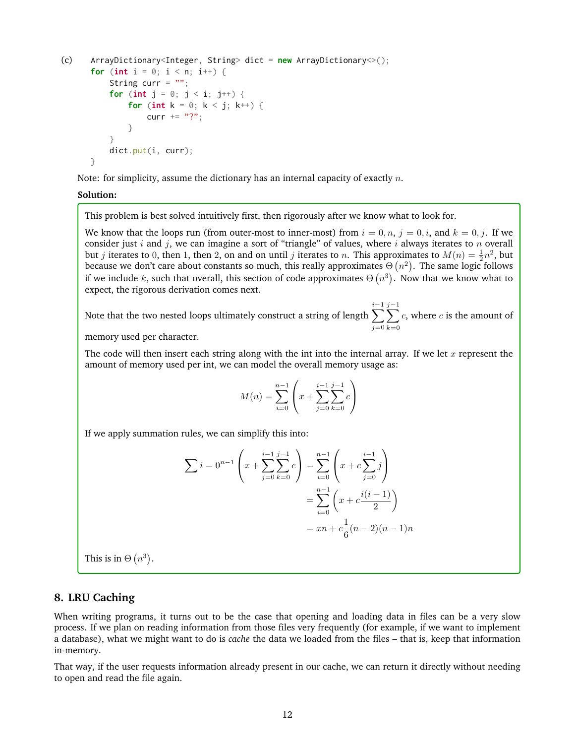(c)
```java
ArrayDictionary<Integer, String> dict = new ArrayDictionary<>();
for (int i = 0; i < n; i++) {
    String curr = "";
    for (int j = 0; j < i; j++) {
        for (int k = 0; k < j; k++) {
            curr += "?";
        }
    }
    dict.put(i, curr);
}
```

Note: for simplicity, assume the dictionary has an internal capacity of exactly $n$.

**Solution:**

This problem is best solved intuitively first, then rigorously after we know what to look for.

We know that the loops run (from outer-most to inner-most) from $i = 0, n$, $j = 0, i$, and $k = 0, j$. If we consider just $i$ and $j$, we can imagine a sort of "triangle" of values, where $i$ always iterates to $n$ overall but $j$ iterates to $0$, then $1$, then $2$, on and on until $j$ iterates to $n$. This approximates to $M(n) = \frac{1}{2}n^2$, but because we don't care about constants so much, this really approximates $\Theta\left(n^2\right)$. The same logic follows if we include $k$, such that overall, this section of code approximates $\Theta\left(n^3\right)$. Now that we know what to expect, the rigorous derivation comes next.

Note that the two nested loops ultimately construct a string of length $\displaystyle\sum_{j=0}^{i-1}\sum_{k=0}^{j-1} c$, where $c$ is the amount of memory used per character.

The code will then insert each string along with the int into the internal array. If we let $x$ represent the amount of memory used per int, we can model the overall memory usage as:

$$M(n) = \sum_{i=0}^{n-1}\left(x + \sum_{j=0}^{i-1}\sum_{k=0}^{j-1} c\right)$$

If we apply summation rules, we can simplify this into:

$$\begin{aligned}
\sum i = 0^{n-1}\left(x + \sum_{j=0}^{i-1}\sum_{k=0}^{j-1} c\right) &= \sum_{i=0}^{n-1}\left(x + c\sum_{j=0}^{i-1} j\right) \\
&= \sum_{i=0}^{n-1}\left(x + c\frac{i(i-1)}{2}\right) \\
&= xn + c\frac{1}{6}(n-2)(n-1)n
\end{aligned}$$

This is in $\Theta\left(n^3\right)$.

## 8. LRU Caching

When writing programs, it turns out to be the case that opening and loading data in files can be a very slow process. If we plan on reading information from those files very frequently (for example, if we want to implement a database), what we might want to do is *cache* the data we loaded from the files – that is, keep that information in-memory.

That way, if the user requests information already present in our cache, we can return it directly without needing to open and read the file again.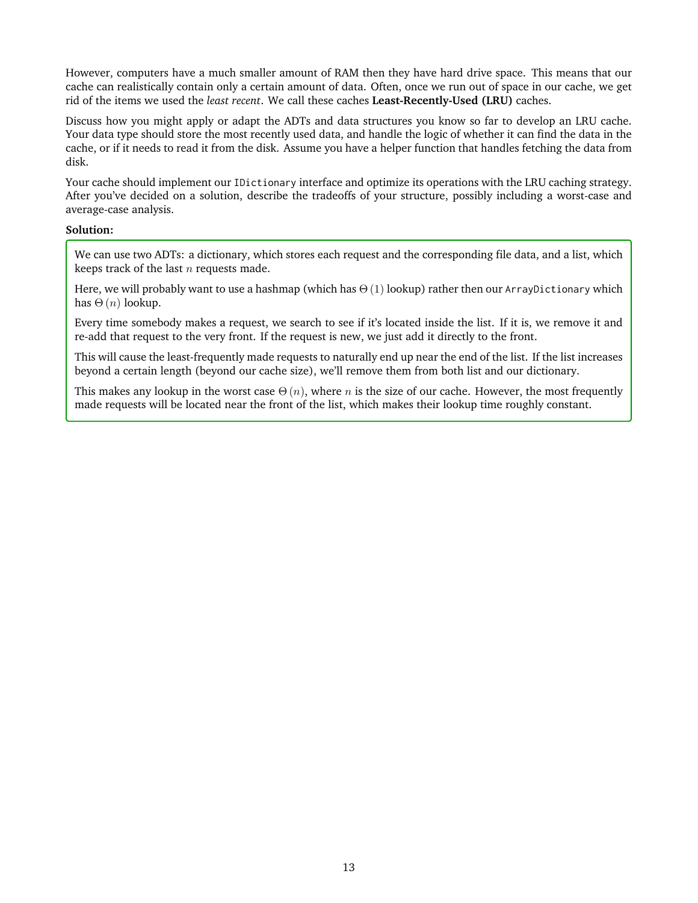However, computers have a much smaller amount of RAM then they have hard drive space. This means that our cache can realistically contain only a certain amount of data. Often, once we run out of space in our cache, we get rid of the items we used the *least recent*. We call these caches **Least-Recently-Used (LRU)** caches.

Discuss how you might apply or adapt the ADTs and data structures you know so far to develop an LRU cache. Your data type should store the most recently used data, and handle the logic of whether it can find the data in the cache, or if it needs to read it from the disk. Assume you have a helper function that handles fetching the data from disk.

Your cache should implement our `IDictionary` interface and optimize its operations with the LRU caching strategy. After you've decided on a solution, describe the tradeoffs of your structure, possibly including a worst-case and average-case analysis.

**Solution:**

We can use two ADTs: a dictionary, which stores each request and the corresponding file data, and a list, which keeps track of the last $n$ requests made.

Here, we will probably want to use a hashmap (which has $\Theta(1)$ lookup) rather then our `ArrayDictionary` which has $\Theta(n)$ lookup.

Every time somebody makes a request, we search to see if it's located inside the list. If it is, we remove it and re-add that request to the very front. If the request is new, we just add it directly to the front.

This will cause the least-frequently made requests to naturally end up near the end of the list. If the list increases beyond a certain length (beyond our cache size), we'll remove them from both list and our dictionary.

This makes any lookup in the worst case $\Theta(n)$, where $n$ is the size of our cache. However, the most frequently made requests will be located near the front of the list, which makes their lookup time roughly constant.